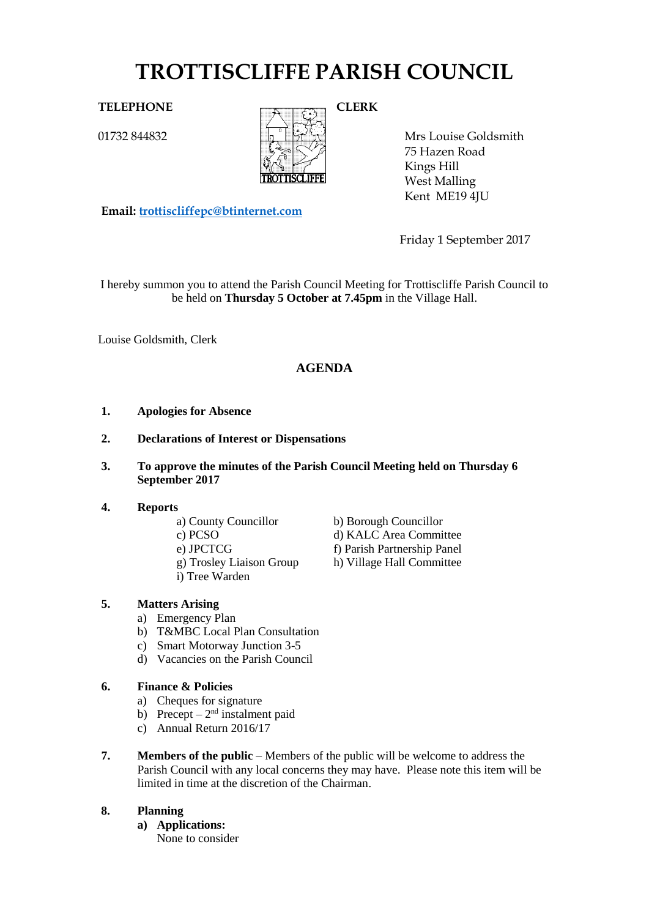# TROTTISCLIFFE PARISH COUNCIL

**TELEPHONE**

01732 844832

**CLERK**

Mrs Louise Goldsmith
75 Hazen Road
Kings Hill
West Malling
Kent ME19 4JU

**Email:** trottiscliffepc@btinternet.com

Friday 1 September 2017

I hereby summon you to attend the Parish Council Meeting for Trottiscliffe Parish Council to be held on **Thursday 5 October at 7.45pm** in the Village Hall.

Louise Goldsmith, Clerk

## AGENDA

1. **Apologies for Absence**

2. **Declarations of Interest or Dispensations**

3. **To approve the minutes of the Parish Council Meeting held on Thursday 6 September 2017**

4. **Reports**
   - a) County Councillor
   - b) Borough Councillor
   - c) PCSO
   - d) KALC Area Committee
   - e) JPCTCG
   - f) Parish Partnership Panel
   - g) Trosley Liaison Group
   - h) Village Hall Committee
   - i) Tree Warden

5. **Matters Arising**
   - a) Emergency Plan
   - b) T&MBC Local Plan Consultation
   - c) Smart Motorway Junction 3-5
   - d) Vacancies on the Parish Council

6. **Finance & Policies**
   - a) Cheques for signature
   - b) Precept – 2nd instalment paid
   - c) Annual Return 2016/17

7. **Members of the public** – Members of the public will be welcome to address the Parish Council with any local concerns they may have. Please note this item will be limited in time at the discretion of the Chairman.

8. **Planning**
   - **a) Applications:**
     None to consider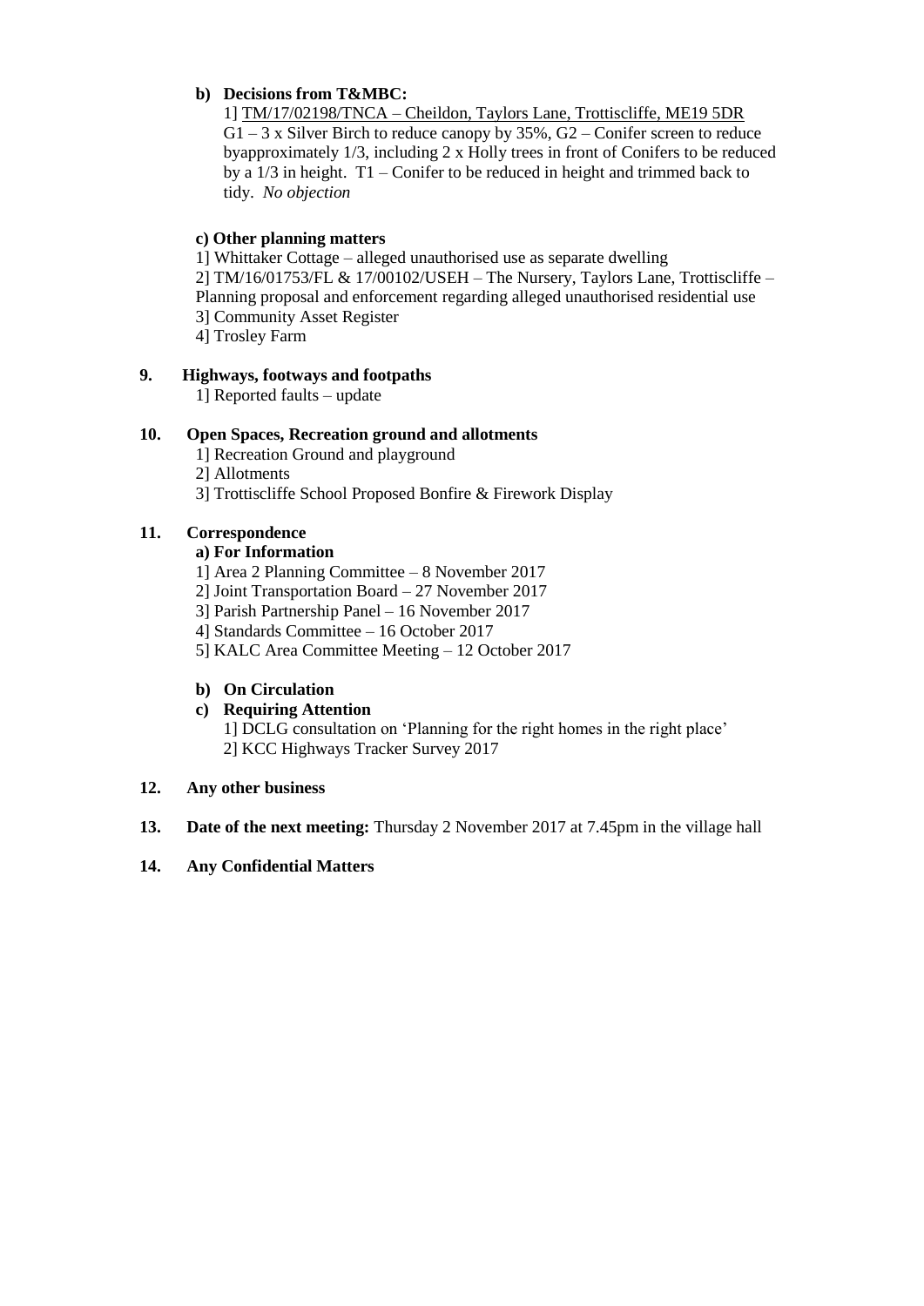**b) Decisions from T&MBC:**

1] TM/17/02198/TNCA – Cheildon, Taylors Lane, Trottiscliffe, ME19 5DR
G1 – 3 x Silver Birch to reduce canopy by 35%, G2 – Conifer screen to reduce byapproximately 1/3, including 2 x Holly trees in front of Conifers to be reduced by a 1/3 in height. T1 – Conifer to be reduced in height and trimmed back to tidy. *No objection*

**c) Other planning matters**

1] Whittaker Cottage – alleged unauthorised use as separate dwelling
2] TM/16/01753/FL & 17/00102/USEH – The Nursery, Taylors Lane, Trottiscliffe – Planning proposal and enforcement regarding alleged unauthorised residential use
3] Community Asset Register
4] Trosley Farm

**9. Highways, footways and footpaths**

1] Reported faults – update

**10. Open Spaces, Recreation ground and allotments**

1] Recreation Ground and playground
2] Allotments
3] Trottiscliffe School Proposed Bonfire & Firework Display

**11. Correspondence**

**a) For Information**

1] Area 2 Planning Committee – 8 November 2017
2] Joint Transportation Board – 27 November 2017
3] Parish Partnership Panel – 16 November 2017
4] Standards Committee – 16 October 2017
5] KALC Area Committee Meeting – 12 October 2017

**b) On Circulation**

**c) Requiring Attention**

1] DCLG consultation on 'Planning for the right homes in the right place'
2] KCC Highways Tracker Survey 2017

**12. Any other business**

**13. Date of the next meeting:** Thursday 2 November 2017 at 7.45pm in the village hall

**14. Any Confidential Matters**